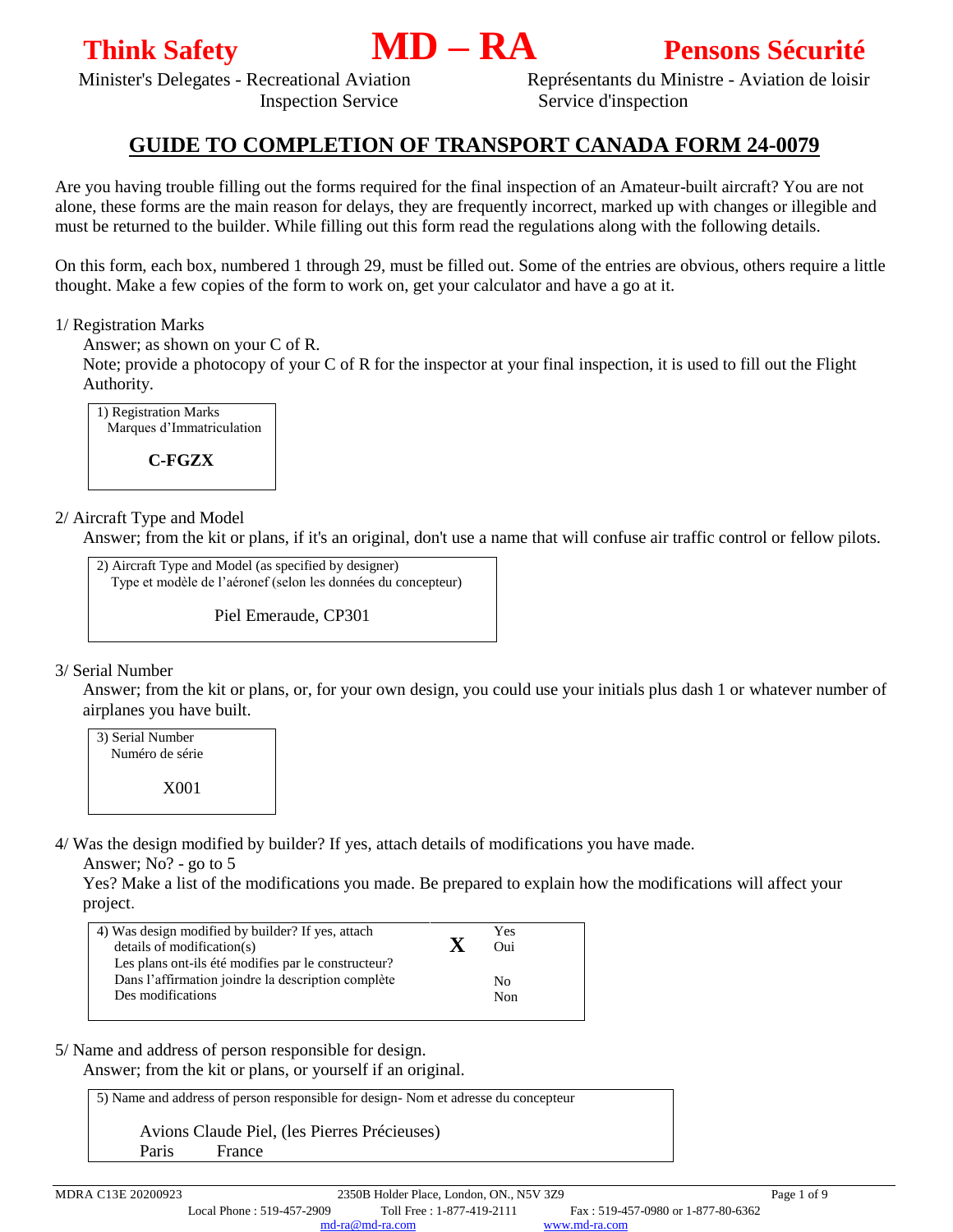**Think Safety** **MD – RA** **Pensons Sécurité**

Minister's Delegates - Recreational Aviation
Inspection Service

Représentants du Ministre - Aviation de loisir
Service d'inspection

# GUIDE TO COMPLETION OF TRANSPORT CANADA FORM 24-0079

Are you having trouble filling out the forms required for the final inspection of an Amateur-built aircraft? You are not alone, these forms are the main reason for delays, they are frequently incorrect, marked up with changes or illegible and must be returned to the builder. While filling out this form read the regulations along with the following details.

On this form, each box, numbered 1 through 29, must be filled out. Some of the entries are obvious, others require a little thought. Make a few copies of the form to work on, get your calculator and have a go at it.

1/ Registration Marks

Answer; as shown on your C of R.

Note; provide a photocopy of your C of R for the inspector at your final inspection, it is used to fill out the Flight Authority.

| 1) Registration Marks<br>Marques d'Immatriculation |
|---|
| **C-FGZX** |

2/ Aircraft Type and Model

Answer; from the kit or plans, if it's an original, don't use a name that will confuse air traffic control or fellow pilots.

| 2) Aircraft Type and Model (as specified by designer)<br>Type et modèle de l'aéronef (selon les données du concepteur) |
|---|
| Piel Emeraude, CP301 |

3/ Serial Number

Answer; from the kit or plans, or, for your own design, you could use your initials plus dash 1 or whatever number of airplanes you have built.

| 3) Serial Number<br>Numéro de série |
|---|
| X001 |

4/ Was the design modified by builder? If yes, attach details of modifications you have made.

Answer; No? - go to 5

Yes? Make a list of the modifications you made. Be prepared to explain how the modifications will affect your project.

| 4) Was design modified by builder? If yes, attach details of modification(s)<br>Les plans ont-ils été modifies par le constructeur? Dans l'affirmation joindre la description complète Des modifications | | |
|---|---|---|
| | **X** | Yes<br>Oui |
| | | No<br>Non |

5/ Name and address of person responsible for design.

Answer; from the kit or plans, or yourself if an original.

| 5) Name and address of person responsible for design- Nom et adresse du concepteur |
|---|
| Avions Claude Piel, (les Pierres Précieuses)<br>Paris France |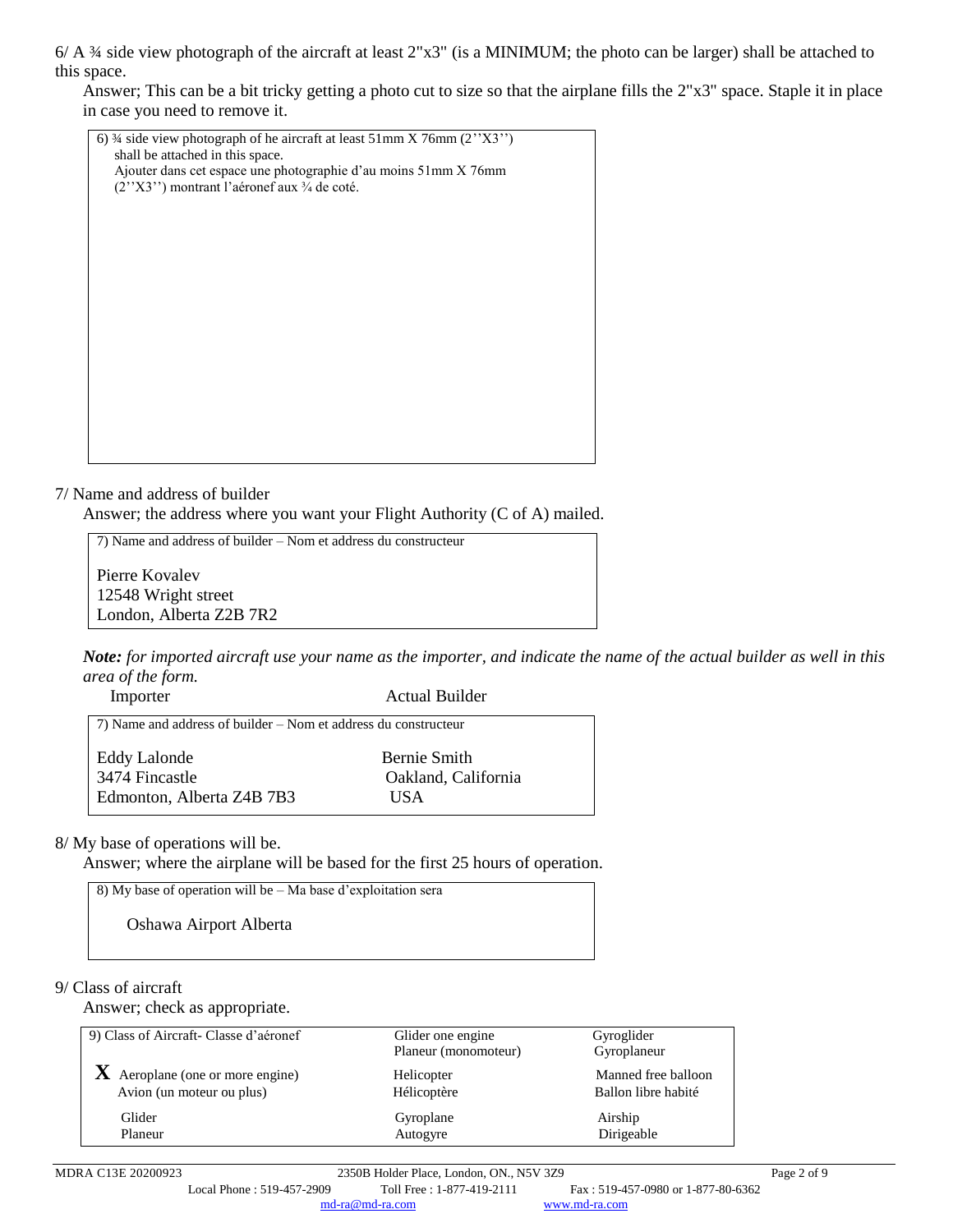6/ A ¾ side view photograph of the aircraft at least 2"x3" (is a MINIMUM; the photo can be larger) shall be attached to this space.

Answer; This can be a bit tricky getting a photo cut to size so that the airplane fills the 2"x3" space. Staple it in place in case you need to remove it.

> 6) ¾ side view photograph of he aircraft at least 51mm X 76mm (2''X3'') shall be attached in this space.
> Ajouter dans cet espace une photographie d'au moins 51mm X 76mm (2''X3'') montrant l'aéronef aux ¾ de coté.

7/ Name and address of builder

Answer; the address where you want your Flight Authority (C of A) mailed.

> 7) Name and address of builder – Nom et address du constructeur
>
> Pierre Kovalev
> 12548 Wright street
> London, Alberta Z2B 7R2

***Note:*** *for imported aircraft use your name as the importer, and indicate the name of the actual builder as well in this area of the form.*

| Importer | Actual Builder |
|---|---|
| 7) Name and address of builder – Nom et address du constructeur | |
| Eddy Lalonde<br>3474 Fincastle<br>Edmonton, Alberta Z4B 7B3 | Bernie Smith<br>Oakland, California<br>USA |

8/ My base of operations will be.

Answer; where the airplane will be based for the first 25 hours of operation.

> 8) My base of operation will be – Ma base d'exploitation sera
>
> Oshawa Airport Alberta

9/ Class of aircraft

Answer; check as appropriate.

| 9) Class of Aircraft- Classe d'aéronef | Glider one engine<br>Planeur (monomoteur) | Gyroglider<br>Gyroplaneur |
|---|---|---|
| **X** Aeroplane (one or more engine)<br>Avion (un moteur ou plus) | Helicopter<br>Hélicoptère | Manned free balloon<br>Ballon libre habité |
| Glider<br>Planeur | Gyroplane<br>Autogyre | Airship<br>Dirigeable |

MDRA C13E 20200923 — 2350B Holder Place, London, ON., N5V 3Z9

Local Phone : 519-457-2909 Toll Free : 1-877-419-2111 Fax : 519-457-0980 or 1-877-80-6362

md-ra@md-ra.com www.md-ra.com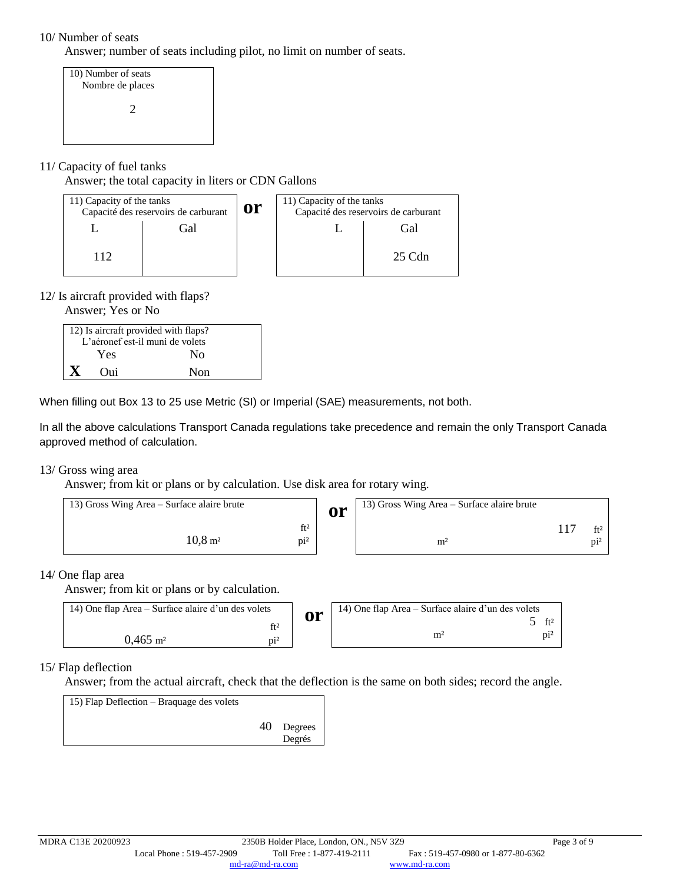10/ Number of seats

Answer; number of seats including pilot, no limit on number of seats.

| 10) Number of seats<br>Nombre de places |
|---|
| 2 |

11/ Capacity of fuel tanks

Answer; the total capacity in liters or CDN Gallons

| 11) Capacity of the tanks<br>Capacité des reservoirs de carburant | |
|---|---|
| L | Gal |
| 112 | |

**or**

| 11) Capacity of the tanks<br>Capacité des reservoirs de carburant | |
|---|---|
| L | Gal |
| | 25 Cdn |

12/ Is aircraft provided with flaps?

Answer; Yes or No

| 12) Is aircraft provided with flaps?<br>L'aéronef est-il muni de volets | |
|---|---|
| Yes | No |
| **X** Oui | Non |

When filling out Box 13 to 25 use Metric (SI) or Imperial (SAE) measurements, not both.

In all the above calculations Transport Canada regulations take precedence and remain the only Transport Canada approved method of calculation.

13/ Gross wing area

Answer; from kit or plans or by calculation. Use disk area for rotary wing.

| 13) Gross Wing Area – Surface alaire brute | |
|---|---|
| 10,8 m² | ft² / pi² |

**or**

| 13) Gross Wing Area – Surface alaire brute | |
|---|---|
| m² | 117 ft² / pi² |

14/ One flap area

Answer; from kit or plans or by calculation.

| 14) One flap Area – Surface alaire d'un des volets | |
|---|---|
| 0,465 m² | ft² / pi² |

**or**

| 14) One flap Area – Surface alaire d'un des volets | |
|---|---|
| m² | 5 ft² / pi² |

15/ Flap deflection

Answer; from the actual aircraft, check that the deflection is the same on both sides; record the angle.

| 15) Flap Deflection – Braquage des volets |
|---|
| 40 Degrees / Degrés |

MDRA C13E 20200923 — 2350B Holder Place, London, ON., N5V 3Z9

Local Phone : 519-457-2909 Toll Free : 1-877-419-2111 Fax : 519-457-0980 or 1-877-80-6362

md-ra@md-ra.com www.md-ra.com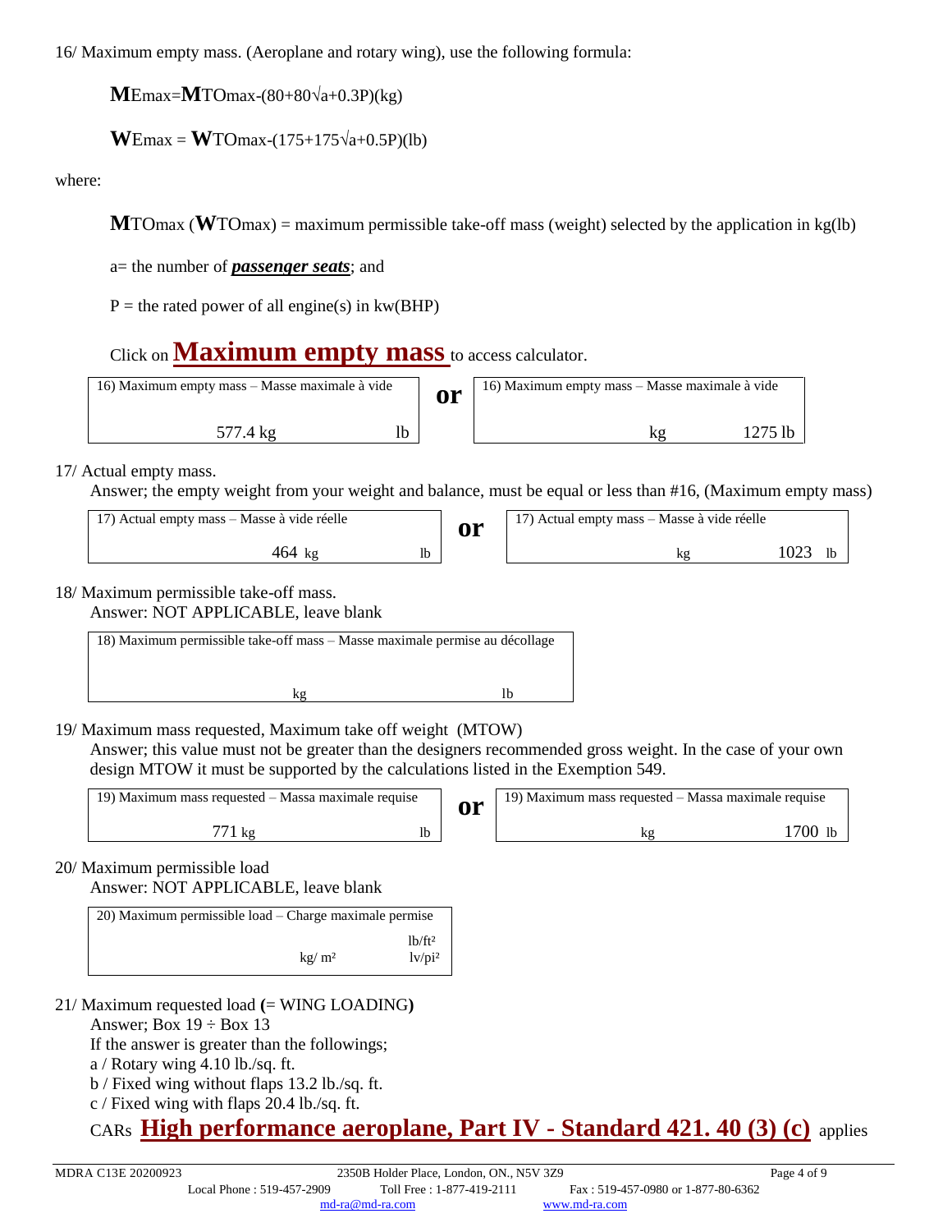16/ Maximum empty mass. (Aeroplane and rotary wing), use the following formula:

$$M_{Emax}=M_{TOmax}-(80+80\sqrt{a}+0.3P)(kg)$$

$$W_{Emax} = W_{TOmax}-(175+175\sqrt{a}+0.5P)(lb)$$

where:

$M_{TOmax}$ ($W_{TOmax}$) = maximum permissible take-off mass (weight) selected by the application in kg(lb)

a= the number of ***passenger seats***; and

P = the rated power of all engine(s) in kw(BHP)

Click on **Maximum empty mass** to access calculator.

| 16) Maximum empty mass – Masse maximale à vide | | or | 16) Maximum empty mass – Masse maximale à vide | |
|---|---|---|---|---|
| 577.4 kg | lb | | kg | 1275 lb |

17/ Actual empty mass.
Answer; the empty weight from your weight and balance, must be equal or less than #16, (Maximum empty mass)

| 17) Actual empty mass – Masse à vide réelle | | or | 17) Actual empty mass – Masse à vide réelle | |
|---|---|---|---|---|
| 464 kg | lb | | kg | 1023 lb |

18/ Maximum permissible take-off mass.
Answer: NOT APPLICABLE, leave blank

| 18) Maximum permissible take-off mass – Masse maximale permise au décollage | |
|---|---|
| kg | lb |

19/ Maximum mass requested, Maximum take off weight (MTOW)
Answer; this value must not be greater than the designers recommended gross weight. In the case of your own design MTOW it must be supported by the calculations listed in the Exemption 549.

| 19) Maximum mass requested – Massa maximale requise | | or | 19) Maximum mass requested – Massa maximale requise | |
|---|---|---|---|---|
| 771 kg | lb | | kg | 1700 lb |

20/ Maximum permissible load
Answer: NOT APPLICABLE, leave blank

| 20) Maximum permissible load – Charge maximale permise | |
|---|---|
| kg/ m² | lb/ft² lv/pi² |

21/ Maximum requested load **(**= WING LOADING**)**
Answer; Box 19 ÷ Box 13
If the answer is greater than the followings;
a / Rotary wing 4.10 lb./sq. ft.
b / Fixed wing without flaps 13.2 lb./sq. ft.
c / Fixed wing with flaps 20.4 lb./sq. ft.
CARs **High performance aeroplane, Part IV - Standard 421. 40 (3) (c)** applies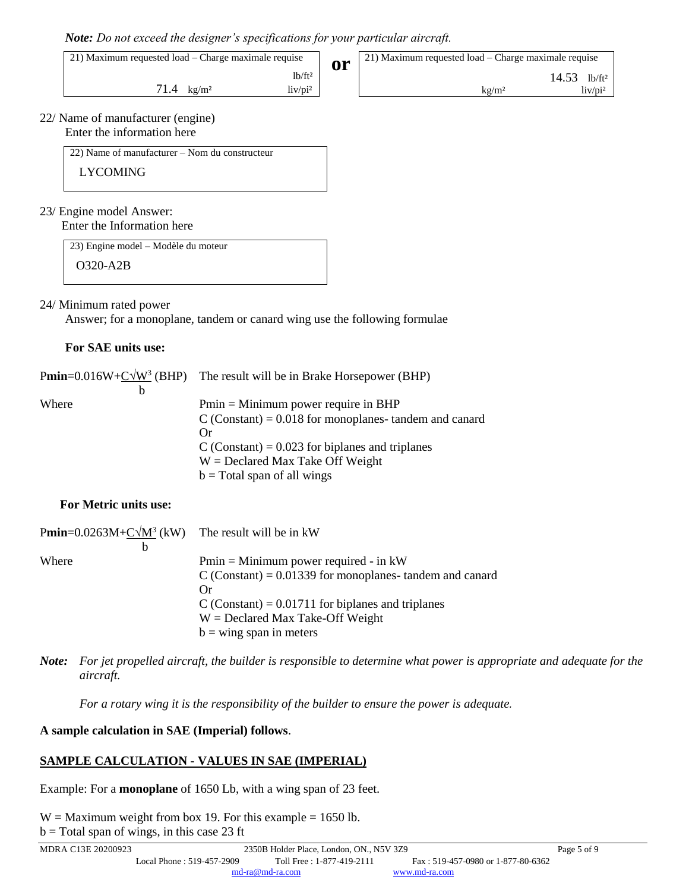***Note:*** *Do not exceed the designer's specifications for your particular aircraft.*

| 21) Maximum requested load – Charge maximale requise | | **or** | 21) Maximum requested load – Charge maximale requise | |
|---|---|---|---|---|
| | lb/ft² | | | 14.53 lb/ft² |
| 71.4 kg/m² | liv/pi² | | kg/m² | liv/pi² |

22/ Name of manufacturer (engine)

Enter the information here

| 22) Name of manufacturer – Nom du constructeur |
|---|
| LYCOMING |

23/ Engine model Answer:

Enter the Information here

| 23) Engine model – Modèle du moteur |
|---|
| O320-A2B |

24/ Minimum rated power

Answer; for a monoplane, tandem or canard wing use the following formulae

**For SAE units use:**

$$P_{\mathbf{min}} = 0.016W + \frac{C\sqrt{W^3}}{b} \text{ (BHP)}$$

The result will be in Brake Horsepower (BHP)

Where

- Pmin = Minimum power require in BHP
- C (Constant) = 0.018 for monoplanes- tandem and canard  
  Or  
  C (Constant) = 0.023 for biplanes and triplanes
- W = Declared Max Take Off Weight
- b = Total span of all wings

**For Metric units use:**

$$P_{\mathbf{min}} = 0.0263M + \frac{C\sqrt{M^3}}{b} \text{ (kW)}$$

The result will be in kW

Where

- Pmin = Minimum power required - in kW
- C (Constant) = 0.01339 for monoplanes- tandem and canard  
  Or  
  C (Constant) = 0.01711 for biplanes and triplanes
- W = Declared Max Take-Off Weight
- b = wing span in meters

***Note:*** *For jet propelled aircraft, the builder is responsible to determine what power is appropriate and adequate for the aircraft.*

*For a rotary wing it is the responsibility of the builder to ensure the power is adequate.*

**A sample calculation in SAE (Imperial) follows**.

## <u>SAMPLE CALCULATION - VALUES IN SAE (IMPERIAL)</u>

Example: For a **monoplane** of 1650 Lb, with a wing span of 23 feet.

W = Maximum weight from box 19. For this example = 1650 lb.  
b = Total span of wings, in this case 23 ft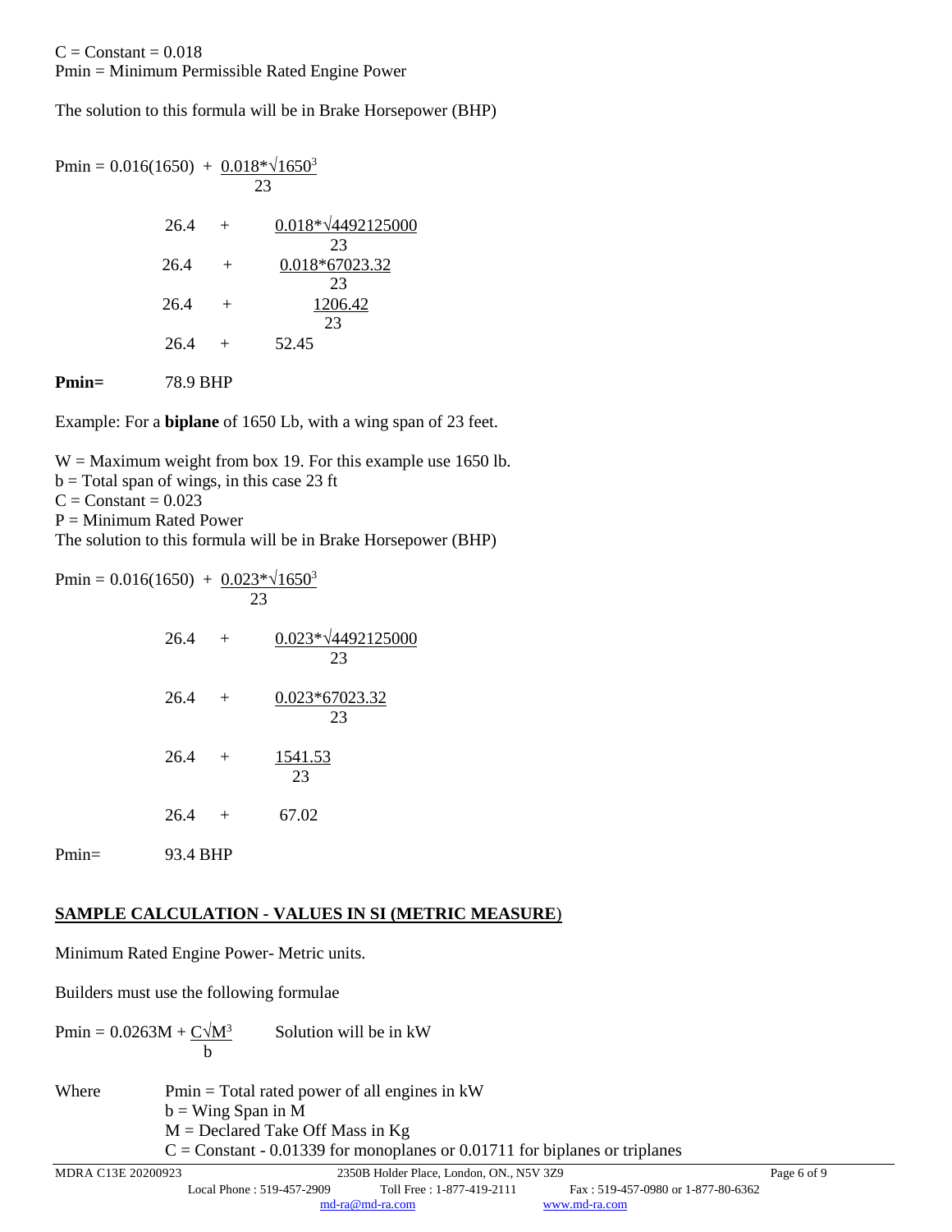C = Constant = 0.018
Pmin = Minimum Permissible Rated Engine Power

The solution to this formula will be in Brake Horsepower (BHP)

$$P_{min} = 0.016(1650) + \frac{0.018 * \sqrt{1650^3}}{23}$$

$$26.4 + \frac{0.018 * \sqrt{4492125000}}{23}$$

$$26.4 + \frac{0.018 * 67023.32}{23}$$

$$26.4 + \frac{1206.42}{23}$$

$$26.4 + 52.45$$

**Pmin=** 78.9 BHP

Example: For a **biplane** of 1650 Lb, with a wing span of 23 feet.

W = Maximum weight from box 19. For this example use 1650 lb.
b = Total span of wings, in this case 23 ft
C = Constant = 0.023
P = Minimum Rated Power
The solution to this formula will be in Brake Horsepower (BHP)

$$P_{min} = 0.016(1650) + \frac{0.023 * \sqrt{1650^3}}{23}$$

$$26.4 + \frac{0.023 * \sqrt{4492125000}}{23}$$

$$26.4 + \frac{0.023 * 67023.32}{23}$$

$$26.4 + \frac{1541.53}{23}$$

$$26.4 + 67.02$$

Pmin= 93.4 BHP

## SAMPLE CALCULATION - VALUES IN SI (METRIC MEASURE)

Minimum Rated Engine Power- Metric units.

Builders must use the following formulae

$$P_{min} = 0.0263M + \frac{C\sqrt{M^3}}{b}$$ Solution will be in kW

Where
- Pmin = Total rated power of all engines in kW
- b = Wing Span in M
- M = Declared Take Off Mass in Kg
- C = Constant - 0.01339 for monoplanes or 0.01711 for biplanes or triplanes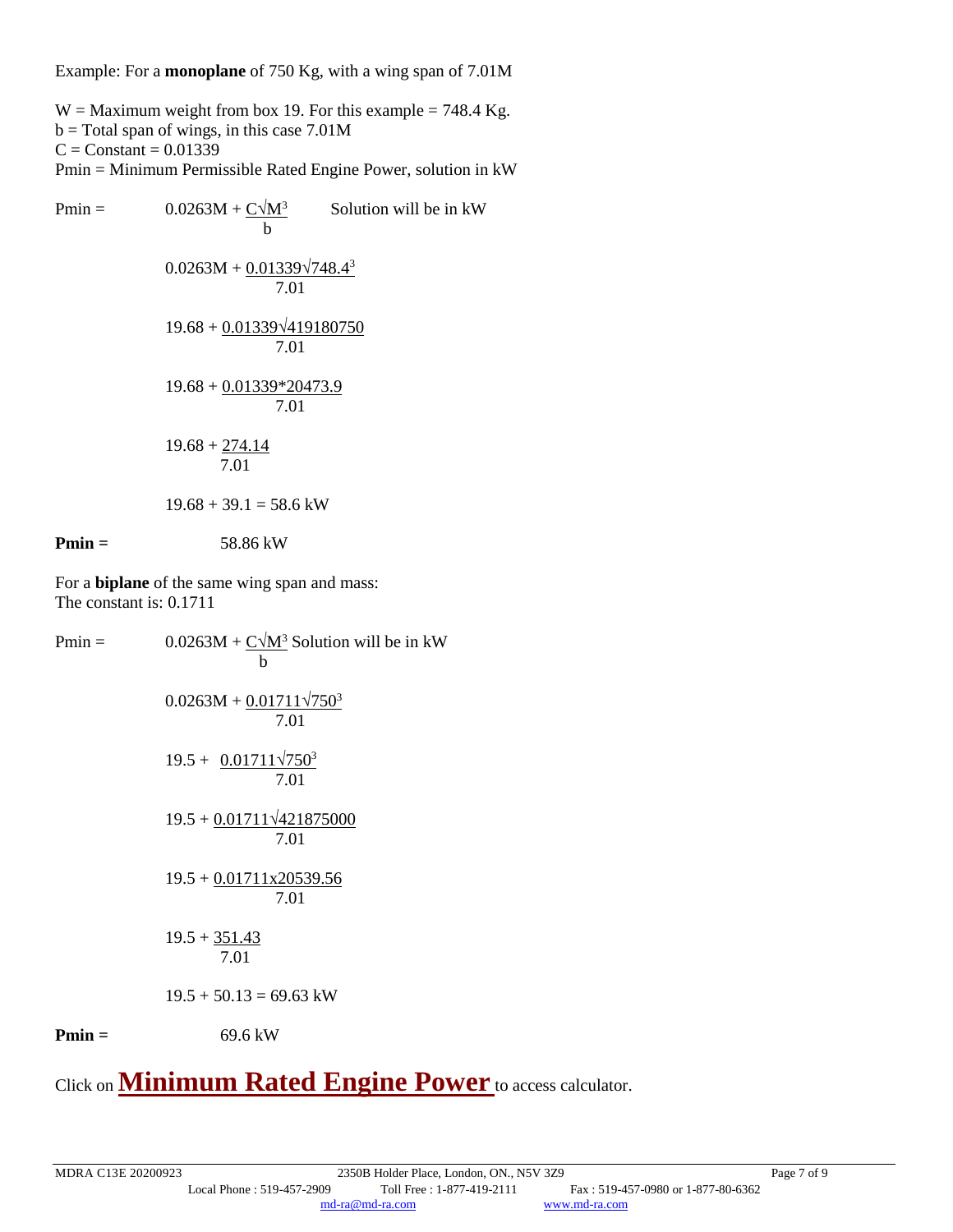Example: For a **monoplane** of 750 Kg, with a wing span of 7.01M

W = Maximum weight from box 19. For this example = 748.4 Kg.
b = Total span of wings, in this case 7.01M
C = Constant = 0.01339
Pmin = Minimum Permissible Rated Engine Power, solution in kW

$$P_{min} = 0.0263M + \frac{C\sqrt{M^3}}{b} \quad \text{Solution will be in kW}$$

$$0.0263M + \frac{0.01339\sqrt{748.4^3}}{7.01}$$

$$19.68 + \frac{0.01339\sqrt{419180750}}{7.01}$$

$$19.68 + \frac{0.01339 * 20473.9}{7.01}$$

$$19.68 + \frac{274.14}{7.01}$$

$$19.68 + 39.1 = 58.6 \text{ kW}$$

**Pmin =** 58.86 kW

For a **biplane** of the same wing span and mass:
The constant is: 0.1711

$$P_{min} = 0.0263M + \frac{C\sqrt{M^3}}{b} \quad \text{Solution will be in kW}$$

$$0.0263M + \frac{0.01711\sqrt{750^3}}{7.01}$$

$$19.5 + \frac{0.01711\sqrt{750^3}}{7.01}$$

$$19.5 + \frac{0.01711\sqrt{421875000}}{7.01}$$

$$19.5 + \frac{0.01711 \times 20539.56}{7.01}$$

$$19.5 + \frac{351.43}{7.01}$$

$$19.5 + 50.13 = 69.63 \text{ kW}$$

**Pmin =** 69.6 kW

Click on **Minimum Rated Engine Power** to access calculator.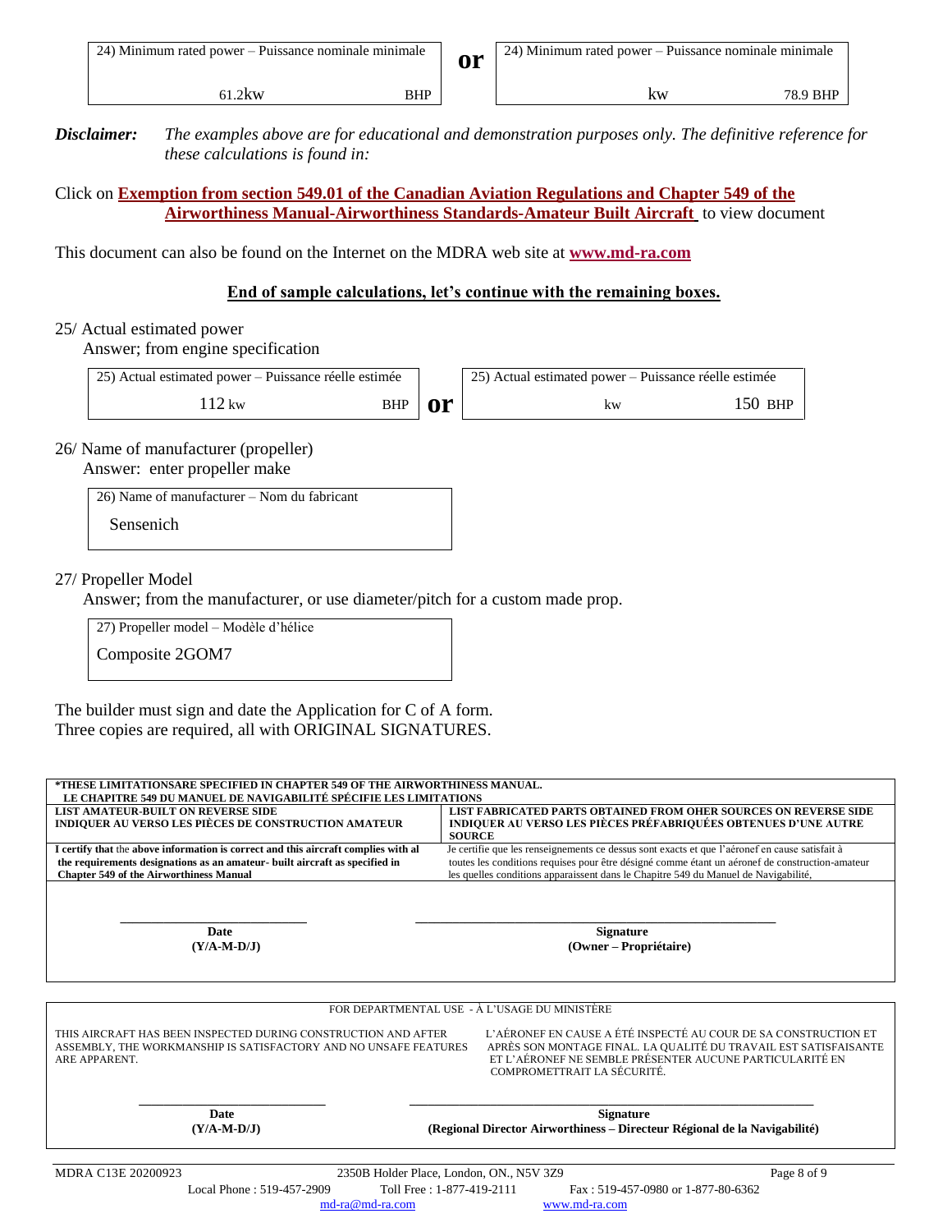| 24) Minimum rated power – Puissance nominale minimale | | **or** | 24) Minimum rated power – Puissance nominale minimale | |
|---|---|---|---|---|
| 61.2kw | BHP | | kw | 78.9 BHP |

***Disclaimer:*** *The examples above are for educational and demonstration purposes only. The definitive reference for these calculations is found in:*

Click on **Exemption from section 549.01 of the Canadian Aviation Regulations and Chapter 549 of the Airworthiness Manual-Airworthiness Standards-Amateur Built Aircraft** to view document

This document can also be found on the Internet on the MDRA web site at **www.md-ra.com**

**End of sample calculations, let's continue with the remaining boxes.**

25/ Actual estimated power
Answer; from engine specification

| 25) Actual estimated power – Puissance réelle estimée | | **or** | 25) Actual estimated power – Puissance réelle estimée | |
|---|---|---|---|---|
| 112 kw | BHP | | kw | 150 BHP |

26/ Name of manufacturer (propeller)
Answer: enter propeller make

| 26) Name of manufacturer – Nom du fabricant |
|---|
| Sensenich |

27/ Propeller Model
Answer; from the manufacturer, or use diameter/pitch for a custom made prop.

| 27) Propeller model – Modèle d'hélice |
|---|
| Composite 2GOM7 |

The builder must sign and date the Application for C of A form.
Three copies are required, all with ORIGINAL SIGNATURES.

| **\*THESE LIMITATIONSARE SPECIFIED IN CHAPTER 549 OF THE AIRWORTHINESS MANUAL. LE CHAPITRE 549 DU MANUEL DE NAVIGABILITÉ SPÉCIFIE LES LIMITATIONS** | |
|---|---|
| **LIST AMATEUR-BUILT ON REVERSE SIDE INDIQUER AU VERSO LES PIÈCES DE CONSTRUCTION AMATEUR** | **LIST FABRICATED PARTS OBTAINED FROM OHER SOURCES ON REVERSE SIDE INDIQUER AU VERSO LES PIÈCES PRÉFABRIQUÉES OBTENUES D'UNE AUTRE SOURCE** |
| **I certify that** the **above information is correct and this aircraft complies with al the requirements designations as an amateur- built aircraft as specified in Chapter 549 of the Airworthiness Manual** | Je certifie que les renseignements ce dessus sont exacts et que l'aéronef en cause satisfait à toutes les conditions requises pour être désigné comme étant un aéronef de construction-amateur les quelles conditions apparaissent dans le Chapitre 549 du Manuel de Navigabilité, |
| ____________________ **Date (Y/A-M-D/J)** | ____________________ **Signature (Owner – Propriétaire)** |

| FOR DEPARTMENTAL USE - À L'USAGE DU MINISTÈRE | |
|---|---|
| THIS AIRCRAFT HAS BEEN INSPECTED DURING CONSTRUCTION AND AFTER ASSEMBLY, THE WORKMANSHIP IS SATISFACTORY AND NO UNSAFE FEATURES ARE APPARENT. | L'AÉRONEF EN CAUSE A ÉTÉ INSPECTÉ AU COUR DE SA CONSTRUCTION ET APRÈS SON MONTAGE FINAL. LA QUALITÉ DU TRAVAIL EST SATISFAISANTE ET L'AÉRONEF NE SEMBLE PRÉSENTER AUCUNE PARTICULARITÉ EN COMPROMETTRAIT LA SÉCURITÉ. |
| ____________________ **Date (Y/A-M-D/J)** | ____________________ **Signature (Regional Director Airworthiness – Directeur Régional de la Navigabilité)** |

MDRA C13E 20200922 — 2350B Holder Place, London, ON., N5V 3Z9
Local Phone : 519-457-2909 Toll Free : 1-877-419-2111 Fax : 519-457-0980 or 1-877-80-6362
md-ra@md-ra.com www.md-ra.com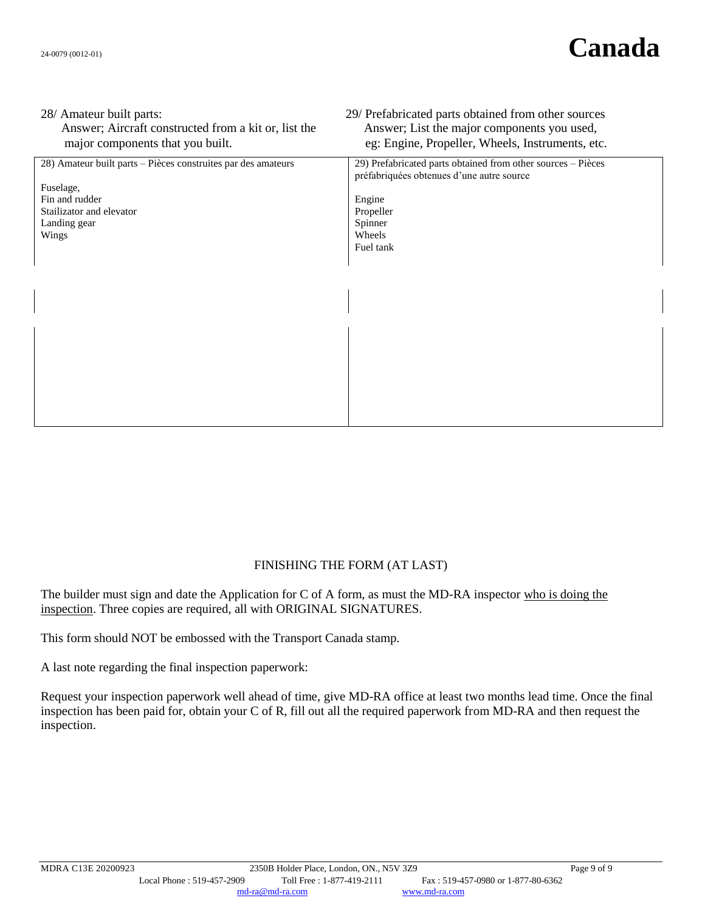28/ Amateur built parts:
Answer; Aircraft constructed from a kit or, list the major components that you built.

29/ Prefabricated parts obtained from other sources
Answer; List the major components you used, eg: Engine, Propeller, Wheels, Instruments, etc.

| 28) Amateur built parts – Pièces construites par des amateurs | 29) Prefabricated parts obtained from other sources – Pièces préfabriquées obtenues d'une autre source |
|---|---|
| Fuselage,<br>Fin and rudder<br>Stailizator and elevator<br>Landing gear<br>Wings | Engine<br>Propeller<br>Spinner<br>Wheels<br>Fuel tank |

## FINISHING THE FORM (AT LAST)

The builder must sign and date the Application for C of A form, as must the MD-RA inspector who is doing the inspection. Three copies are required, all with ORIGINAL SIGNATURES.

This form should NOT be embossed with the Transport Canada stamp.

A last note regarding the final inspection paperwork:

Request your inspection paperwork well ahead of time, give MD-RA office at least two months lead time. Once the final inspection has been paid for, obtain your C of R, fill out all the required paperwork from MD-RA and then request the inspection.